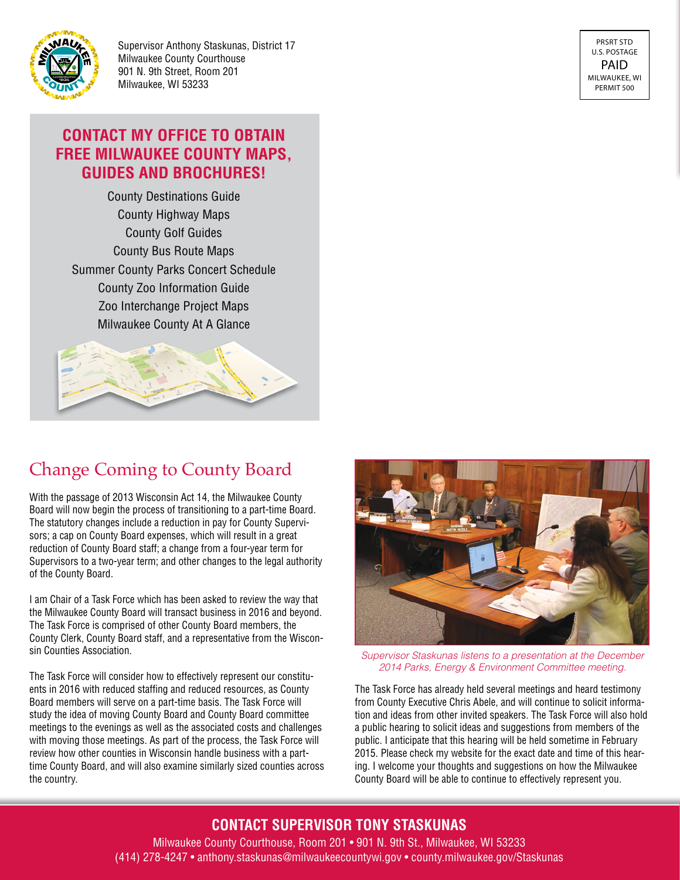Supervisor Anthony Staskunas, District 17
Milwaukee County Courthouse
901 N. 9th Street, Room 201
Milwaukee, WI 53233

PRSRT STD
U.S. POSTAGE
PAID
MILWAUKEE, WI
PERMIT 500

## CONTACT MY OFFICE TO OBTAIN FREE MILWAUKEE COUNTY MAPS, GUIDES AND BROCHURES!

County Destinations Guide
County Highway Maps
County Golf Guides
County Bus Route Maps
Summer County Parks Concert Schedule
County Zoo Information Guide
Zoo Interchange Project Maps
Milwaukee County At A Glance

## Change Coming to County Board

With the passage of 2013 Wisconsin Act 14, the Milwaukee County Board will now begin the process of transitioning to a part-time Board. The statutory changes include a reduction in pay for County Supervisors; a cap on County Board expenses, which will result in a great reduction of County Board staff; a change from a four-year term for Supervisors to a two-year term; and other changes to the legal authority of the County Board.

I am Chair of a Task Force which has been asked to review the way that the Milwaukee County Board will transact business in 2016 and beyond. The Task Force is comprised of other County Board members, the County Clerk, County Board staff, and a representative from the Wisconsin Counties Association.

The Task Force will consider how to effectively represent our constituents in 2016 with reduced staffing and reduced resources, as County Board members will serve on a part-time basis. The Task Force will study the idea of moving County Board and County Board committee meetings to the evenings as well as the associated costs and challenges with moving those meetings. As part of the process, the Task Force will review how other counties in Wisconsin handle business with a part-time County Board, and will also examine similarly sized counties across the country.

*Supervisor Staskunas listens to a presentation at the December 2014 Parks, Energy & Environment Committee meeting.*

The Task Force has already held several meetings and heard testimony from County Executive Chris Abele, and will continue to solicit information and ideas from other invited speakers. The Task Force will also hold a public hearing to solicit ideas and suggestions from members of the public. I anticipate that this hearing will be held sometime in February 2015. Please check my website for the exact date and time of this hearing. I welcome your thoughts and suggestions on how the Milwaukee County Board will be able to continue to effectively represent you.

**CONTACT SUPERVISOR TONY STASKUNAS**

Milwaukee County Courthouse, Room 201 • 901 N. 9th St., Milwaukee, WI 53233
(414) 278-4247 • anthony.staskunas@milwaukeecountywi.gov • county.milwaukee.gov/Staskunas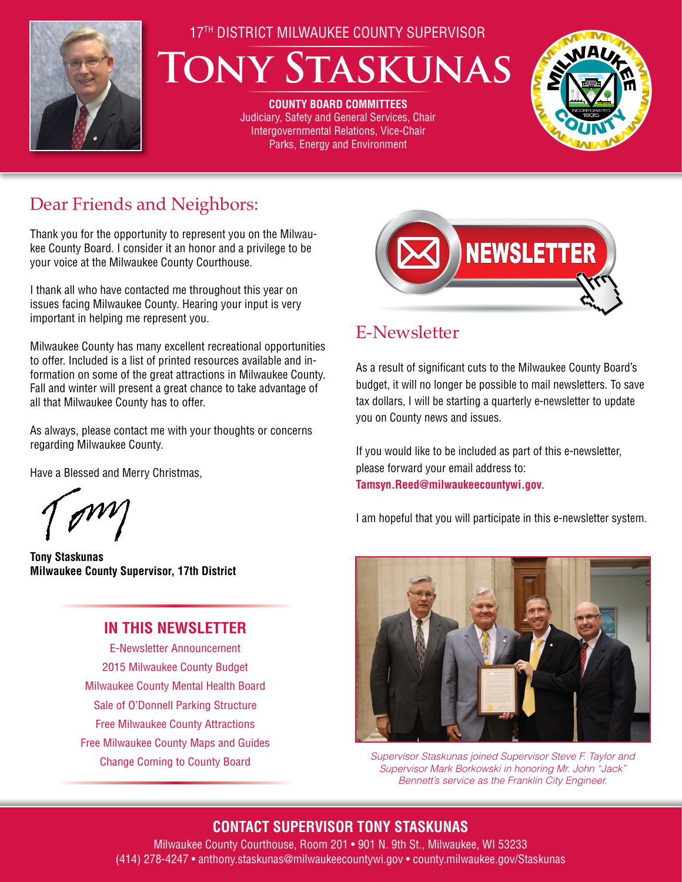17[TH] DISTRICT MILWAUKEE COUNTY SUPERVISOR

# Tony Staskunas

**COUNTY BOARD COMMITTEES**
Judiciary, Safety and General Services, Chair
Intergovernmental Relations, Vice-Chair
Parks, Energy and Environment

## Dear Friends and Neighbors:

Thank you for the opportunity to represent you on the Milwaukee County Board. I consider it an honor and a privilege to be your voice at the Milwaukee County Courthouse.

I thank all who have contacted me throughout this year on issues facing Milwaukee County. Hearing your input is very important in helping me represent you.

Milwaukee County has many excellent recreational opportunities to offer. Included is a list of printed resources available and information on some of the great attractions in Milwaukee County. Fall and winter will present a great chance to take advantage of all that Milwaukee County has to offer.

As always, please contact me with your thoughts or concerns regarding Milwaukee County.

Have a Blessed and Merry Christmas,

Tony

**Tony Staskunas**
**Milwaukee County Supervisor, 17th District**

### IN THIS NEWSLETTER

- E-Newsletter Announcement
- 2015 Milwaukee County Budget
- Milwaukee County Mental Health Board
- Sale of O'Donnell Parking Structure
- Free Milwaukee County Attractions
- Free Milwaukee County Maps and Guides
- Change Coming to County Board

NEWSLETTER

## E-Newsletter

As a result of significant cuts to the Milwaukee County Board's budget, it will no longer be possible to mail newsletters. To save tax dollars, I will be starting a quarterly e-newsletter to update you on County news and issues.

If you would like to be included as part of this e-newsletter, please forward your email address to: **Tamsyn.Reed@milwaukeecountywi.gov**.

I am hopeful that you will participate in this e-newsletter system.

*Supervisor Staskunas joined Supervisor Steve F. Taylor and Supervisor Mark Borkowski in honoring Mr. John "Jack" Bennett's service as the Franklin City Engineer.*

### CONTACT SUPERVISOR TONY STASKUNAS

Milwaukee County Courthouse, Room 201 • 901 N. 9th St., Milwaukee, WI 53233
(414) 278-4247 • anthony.staskunas@milwaukeecountywi.gov • county.milwaukee.gov/Staskunas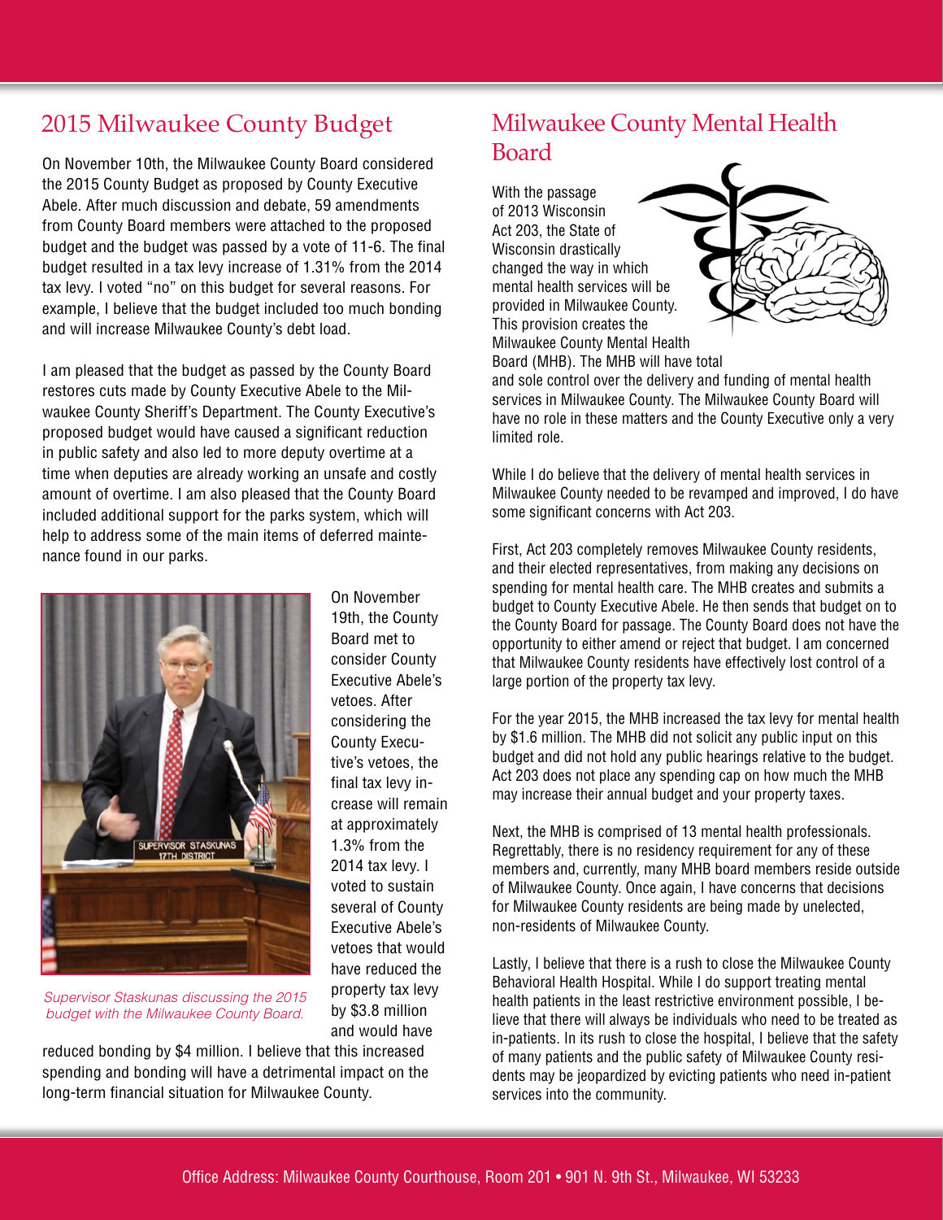## 2015 Milwaukee County Budget

On November 10th, the Milwaukee County Board considered the 2015 County Budget as proposed by County Executive Abele. After much discussion and debate, 59 amendments from County Board members were attached to the proposed budget and the budget was passed by a vote of 11-6. The final budget resulted in a tax levy increase of 1.31% from the 2014 tax levy. I voted "no" on this budget for several reasons. For example, I believe that the budget included too much bonding and will increase Milwaukee County's debt load.

I am pleased that the budget as passed by the County Board restores cuts made by County Executive Abele to the Milwaukee County Sheriff's Department. The County Executive's proposed budget would have caused a significant reduction in public safety and also led to more deputy overtime at a time when deputies are already working an unsafe and costly amount of overtime. I am also pleased that the County Board included additional support for the parks system, which will help to address some of the main items of deferred maintenance found in our parks.

*Supervisor Staskunas discussing the 2015 budget with the Milwaukee County Board.*

On November 19th, the County Board met to consider County Executive Abele's vetoes. After considering the County Executive's vetoes, the final tax levy increase will remain at approximately 1.3% from the 2014 tax levy. I voted to sustain several of County Executive Abele's vetoes that would have reduced the property tax levy by $3.8 million and would have reduced bonding by $4 million. I believe that this increased spending and bonding will have a detrimental impact on the long-term financial situation for Milwaukee County.

## Milwaukee County Mental Health Board

With the passage of 2013 Wisconsin Act 203, the State of Wisconsin drastically changed the way in which mental health services will be provided in Milwaukee County. This provision creates the Milwaukee County Mental Health Board (MHB). The MHB will have total and sole control over the delivery and funding of mental health services in Milwaukee County. The Milwaukee County Board will have no role in these matters and the County Executive only a very limited role.

While I do believe that the delivery of mental health services in Milwaukee County needed to be revamped and improved, I do have some significant concerns with Act 203.

First, Act 203 completely removes Milwaukee County residents, and their elected representatives, from making any decisions on spending for mental health care. The MHB creates and submits a budget to County Executive Abele. He then sends that budget on to the County Board for passage. The County Board does not have the opportunity to either amend or reject that budget. I am concerned that Milwaukee County residents have effectively lost control of a large portion of the property tax levy.

For the year 2015, the MHB increased the tax levy for mental health by $1.6 million. The MHB did not solicit any public input on this budget and did not hold any public hearings relative to the budget. Act 203 does not place any spending cap on how much the MHB may increase their annual budget and your property taxes.

Next, the MHB is comprised of 13 mental health professionals. Regrettably, there is no residency requirement for any of these members and, currently, many MHB board members reside outside of Milwaukee County. Once again, I have concerns that decisions for Milwaukee County residents are being made by unelected, non-residents of Milwaukee County.

Lastly, I believe that there is a rush to close the Milwaukee County Behavioral Health Hospital. While I do support treating mental health patients in the least restrictive environment possible, I believe that there will always be individuals who need to be treated as in-patients. In its rush to close the hospital, I believe that the safety of many patients and the public safety of Milwaukee County residents may be jeopardized by evicting patients who need in-patient services into the community.

Office Address: Milwaukee County Courthouse, Room 201 • 901 N. 9th St., Milwaukee, WI 53233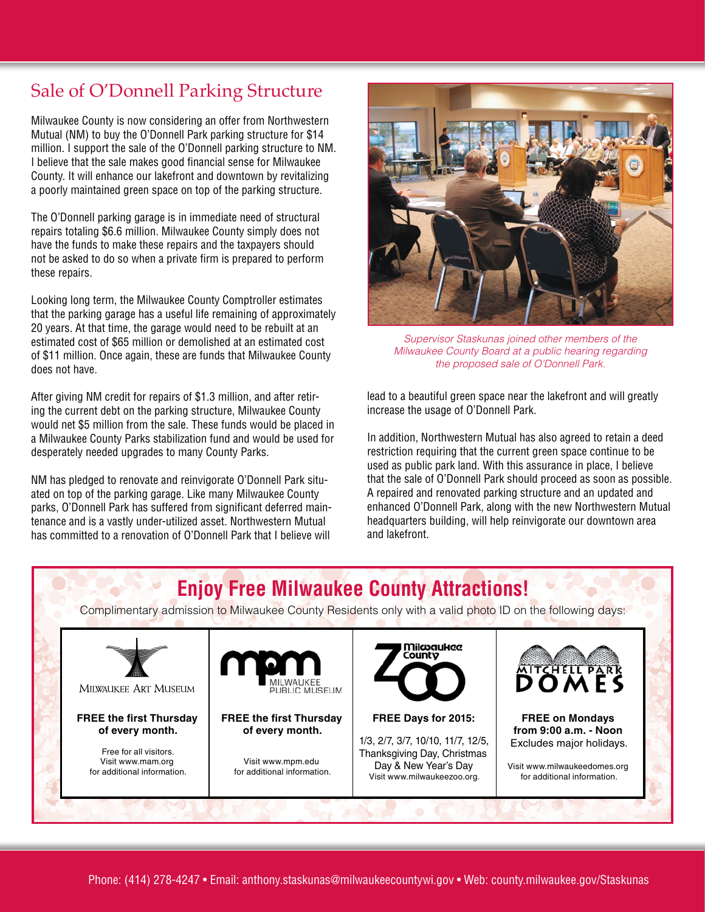## Sale of O'Donnell Parking Structure

Milwaukee County is now considering an offer from Northwestern Mutual (NM) to buy the O'Donnell Park parking structure for $14 million. I support the sale of the O'Donnell parking structure to NM. I believe that the sale makes good financial sense for Milwaukee County. It will enhance our lakefront and downtown by revitalizing a poorly maintained green space on top of the parking structure.

The O'Donnell parking garage is in immediate need of structural repairs totaling $6.6 million. Milwaukee County simply does not have the funds to make these repairs and the taxpayers should not be asked to do so when a private firm is prepared to perform these repairs.

Looking long term, the Milwaukee County Comptroller estimates that the parking garage has a useful life remaining of approximately 20 years. At that time, the garage would need to be rebuilt at an estimated cost of $65 million or demolished at an estimated cost of $11 million. Once again, these are funds that Milwaukee County does not have.

After giving NM credit for repairs of $1.3 million, and after retiring the current debt on the parking structure, Milwaukee County would net $5 million from the sale. These funds would be placed in a Milwaukee County Parks stabilization fund and would be used for desperately needed upgrades to many County Parks.

NM has pledged to renovate and reinvigorate O'Donnell Park situated on top of the parking garage. Like many Milwaukee County parks, O'Donnell Park has suffered from significant deferred maintenance and is a vastly under-utilized asset. Northwestern Mutual has committed to a renovation of O'Donnell Park that I believe will lead to a beautiful green space near the lakefront and will greatly increase the usage of O'Donnell Park.

*Supervisor Staskunas joined other members of the Milwaukee County Board at a public hearing regarding the proposed sale of O'Donnell Park.*

In addition, Northwestern Mutual has also agreed to retain a deed restriction requiring that the current green space continue to be used as public park land. With this assurance in place, I believe that the sale of O'Donnell Park should proceed as soon as possible. A repaired and renovated parking structure and an updated and enhanced O'Donnell Park, along with the new Northwestern Mutual headquarters building, will help reinvigorate our downtown area and lakefront.

## Enjoy Free Milwaukee County Attractions!

Complimentary admission to Milwaukee County Residents only with a valid photo ID on the following days:

| Milwaukee Art Museum | Milwaukee Public Museum | Milwaukee County Zoo | Mitchell Park Domes |
|---|---|---|---|
| **FREE the first Thursday of every month.** Free for all visitors. Visit www.mam.org for additional information. | **FREE the first Thursday of every month.** Visit www.mpm.edu for additional information. | **FREE Days for 2015:** 1/3, 2/7, 3/7, 10/10, 11/7, 12/5, Thanksgiving Day, Christmas Day & New Year's Day Visit www.milwaukeezoo.org. | **FREE on Mondays from 9:00 a.m. - Noon** Excludes major holidays. Visit www.milwaukeedomes.org for additional information. |

Phone: (414) 278-4247 • Email: anthony.staskunas@milwaukeecountywi.gov • Web: county.milwaukee.gov/Staskunas